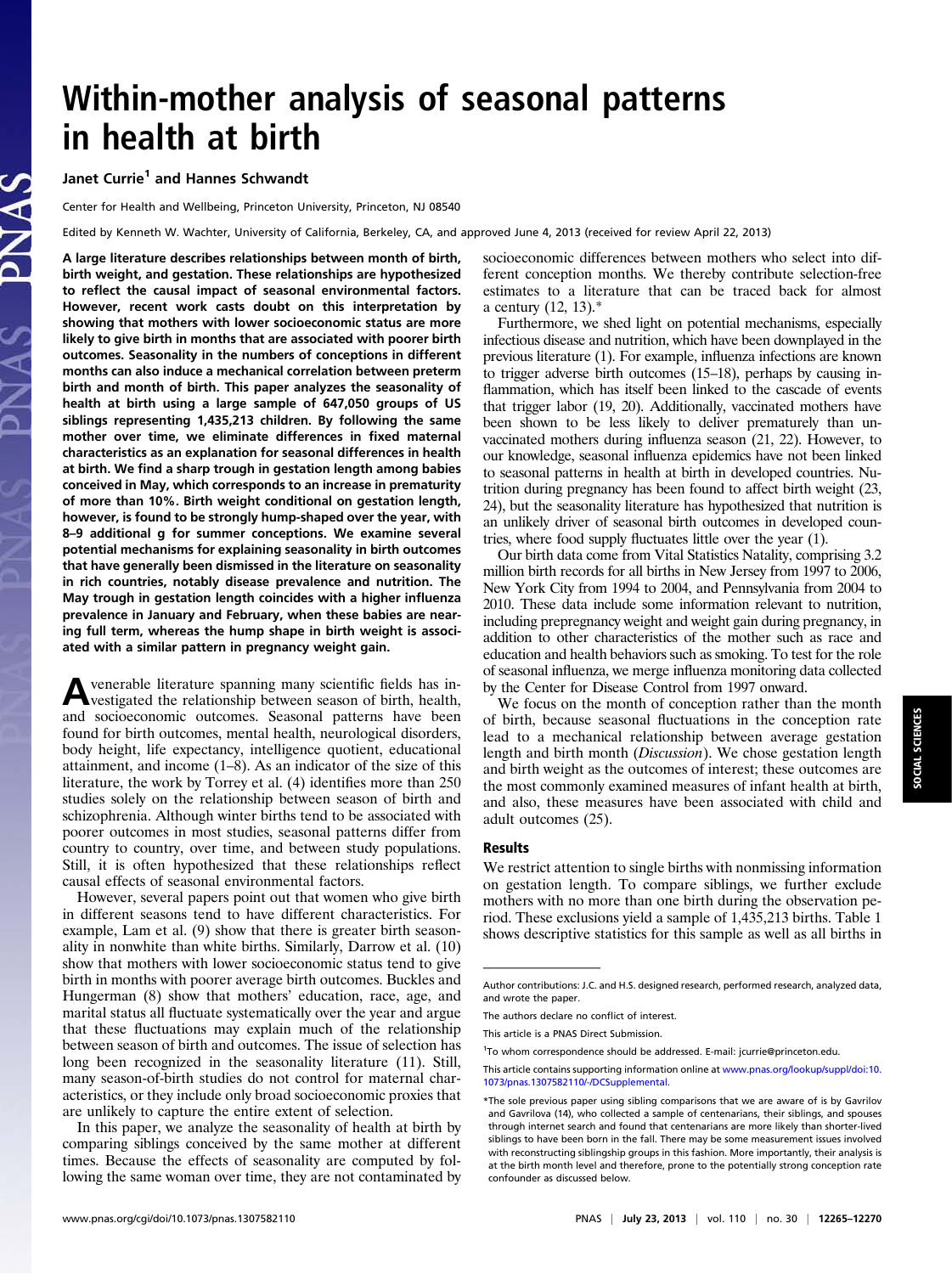# Within-mother analysis of seasonal patterns in health at birth

Janet Currie[1] and Hannes Schwandt

Center for Health and Wellbeing, Princeton University, Princeton, NJ 08540

Edited by Kenneth W. Wachter, University of California, Berkeley, CA, and approved June 4, 2013 (received for review April 22, 2013)

**A large literature describes relationships between month of birth, birth weight, and gestation. These relationships are hypothesized to reflect the causal impact of seasonal environmental factors. However, recent work casts doubt on this interpretation by showing that mothers with lower socioeconomic status are more likely to give birth in months that are associated with poorer birth outcomes. Seasonality in the numbers of conceptions in different months can also induce a mechanical correlation between preterm birth and month of birth. This paper analyzes the seasonality of health at birth using a large sample of 647,050 groups of US siblings representing 1,435,213 children. By following the same mother over time, we eliminate differences in fixed maternal characteristics as an explanation for seasonal differences in health at birth. We find a sharp trough in gestation length among babies conceived in May, which corresponds to an increase in prematurity of more than 10%. Birth weight conditional on gestation length, however, is found to be strongly hump-shaped over the year, with 8–9 additional g for summer conceptions. We examine several potential mechanisms for explaining seasonality in birth outcomes that have generally been dismissed in the literature on seasonality in rich countries, notably disease prevalence and nutrition. The May trough in gestation length coincides with a higher influenza prevalence in January and February, when these babies are nearing full term, whereas the hump shape in birth weight is associated with a similar pattern in pregnancy weight gain.**

A venerable literature spanning many scientific fields has investigated the relationship between season of birth, health, and socioeconomic outcomes. Seasonal patterns have been found for birth outcomes, mental health, neurological disorders, body height, life expectancy, intelligence quotient, educational attainment, and income (1–8). As an indicator of the size of this literature, the work by Torrey et al. (4) identifies more than 250 studies solely on the relationship between season of birth and schizophrenia. Although winter births tend to be associated with poorer outcomes in most studies, seasonal patterns differ from country to country, over time, and between study populations. Still, it is often hypothesized that these relationships reflect causal effects of seasonal environmental factors.

However, several papers point out that women who give birth in different seasons tend to have different characteristics. For example, Lam et al. (9) show that there is greater birth seasonality in nonwhite than white births. Similarly, Darrow et al. (10) show that mothers with lower socioeconomic status tend to give birth in months with poorer average birth outcomes. Buckles and Hungerman (8) show that mothers' education, race, age, and marital status all fluctuate systematically over the year and argue that these fluctuations may explain much of the relationship between season of birth and outcomes. The issue of selection has long been recognized in the seasonality literature (11). Still, many season-of-birth studies do not control for maternal characteristics, or they include only broad socioeconomic proxies that are unlikely to capture the entire extent of selection.

In this paper, we analyze the seasonality of health at birth by comparing siblings conceived by the same mother at different times. Because the effects of seasonality are computed by following the same woman over time, they are not contaminated by socioeconomic differences between mothers who select into different conception months. We thereby contribute selection-free estimates to a literature that can be traced back for almost a century (12, 13).*

Furthermore, we shed light on potential mechanisms, especially infectious disease and nutrition, which have been downplayed in the previous literature (1). For example, influenza infections are known to trigger adverse birth outcomes (15–18), perhaps by causing inflammation, which has itself been linked to the cascade of events that trigger labor (19, 20). Additionally, vaccinated mothers have been shown to be less likely to deliver prematurely than unvaccinated mothers during influenza season (21, 22). However, to our knowledge, seasonal influenza epidemics have not been linked to seasonal patterns in health at birth in developed countries. Nutrition during pregnancy has been found to affect birth weight (23, 24), but the seasonality literature has hypothesized that nutrition is an unlikely driver of seasonal birth outcomes in developed countries, where food supply fluctuates little over the year (1).

Our birth data come from Vital Statistics Natality, comprising 3.2 million birth records for all births in New Jersey from 1997 to 2006, New York City from 1994 to 2004, and Pennsylvania from 2004 to 2010. These data include some information relevant to nutrition, including prepregnancy weight and weight gain during pregnancy, in addition to other characteristics of the mother such as race and education and health behaviors such as smoking. To test for the role of seasonal influenza, we merge influenza monitoring data collected by the Center for Disease Control from 1997 onward.

We focus on the month of conception rather than the month of birth, because seasonal fluctuations in the conception rate lead to a mechanical relationship between average gestation length and birth month (*Discussion*). We chose gestation length and birth weight as the outcomes of interest; these outcomes are the most commonly examined measures of infant health at birth, and also, these measures have been associated with child and adult outcomes (25).

## Results

We restrict attention to single births with nonmissing information on gestation length. To compare siblings, we further exclude mothers with no more than one birth during the observation period. These exclusions yield a sample of 1,435,213 births. Table 1 shows descriptive statistics for this sample as well as all births in

---

Author contributions: J.C. and H.S. designed research, performed research, analyzed data, and wrote the paper.

The authors declare no conflict of interest.

This article is a PNAS Direct Submission.

[1]To whom correspondence should be addressed. E-mail: jcurrie@princeton.edu.

This article contains supporting information online at www.pnas.org/lookup/suppl/doi:10.1073/pnas.1307582110/-/DCSupplemental.

*The sole previous paper using sibling comparisons that we are aware of is by Gavrilov and Gavrilova (14), who collected a sample of centenarians, their siblings, and spouses through internet search and found that centenarians are more likely than shorter-lived siblings to have been born in the fall. There may be some measurement issues involved with reconstructing siblingship groups in this fashion. More importantly, their analysis is at the birth month level and therefore, prone to the potentially strong conception rate confounder as discussed below.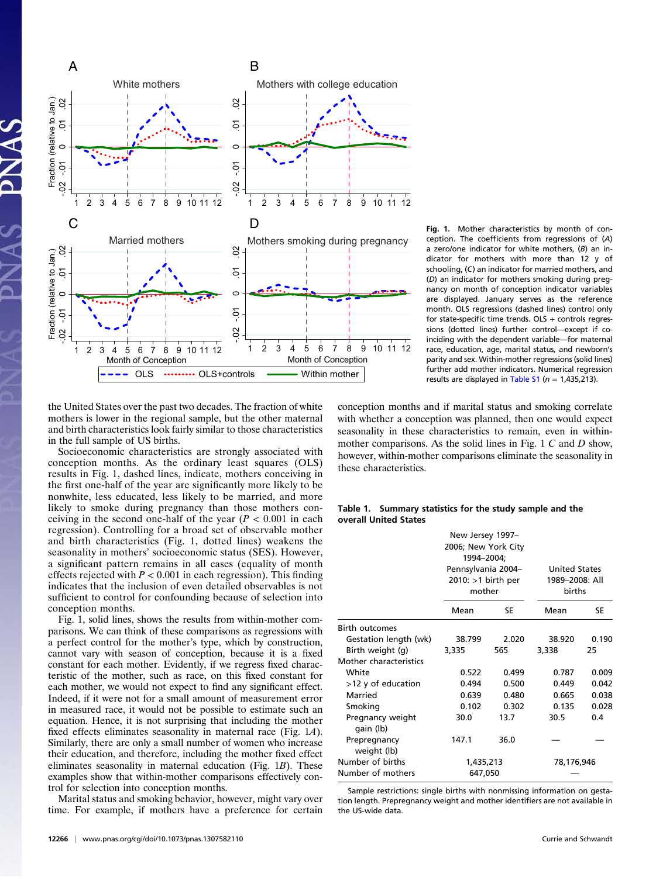Fig. 1. Mother characteristics by month of conception. The coefficients from regressions of (A) a zero/one indicator for white mothers, (B) an indicator for mothers with more than 12 y of schooling, (C) an indicator for married mothers, and (D) an indicator for mothers smoking during pregnancy on month of conception indicator variables are displayed. January serves as the reference month. OLS regressions (dashed lines) control only for state-specific time trends. OLS + controls regressions (dotted lines) further control—except if coinciding with the dependent variable—for maternal race, education, age, marital status, and newborn's parity and sex. Within-mother regressions (solid lines) further add mother indicators. Numerical regression results are displayed in Table S1 ($n$ = 1,435,213).

the United States over the past two decades. The fraction of white mothers is lower in the regional sample, but the other maternal and birth characteristics look fairly similar to those characteristics in the full sample of US births.

Socioeconomic characteristics are strongly associated with conception months. As the ordinary least squares (OLS) results in Fig. 1, dashed lines, indicate, mothers conceiving in the first one-half of the year are significantly more likely to be nonwhite, less educated, less likely to be married, and more likely to smoke during pregnancy than those mothers conceiving in the second one-half of the year ($P < 0.001$ in each regression). Controlling for a broad set of observable mother and birth characteristics (Fig. 1, dotted lines) weakens the seasonality in mothers' socioeconomic status (SES). However, a significant pattern remains in all cases (equality of month effects rejected with $P < 0.001$ in each regression). This finding indicates that the inclusion of even detailed observables is not sufficient to control for confounding because of selection into conception months.

Fig. 1, solid lines, shows the results from within-mother comparisons. We can think of these comparisons as regressions with a perfect control for the mother's type, which by construction, cannot vary with season of conception, because it is a fixed constant for each mother. Evidently, if we regress fixed characteristic of the mother, such as race, on this fixed constant for each mother, we would not expect to find any significant effect. Indeed, if it were not for a small amount of measurement error in measured race, it would not be possible to estimate such an equation. Hence, it is not surprising that including the mother fixed effects eliminates seasonality in maternal race (Fig. 1A). Similarly, there are only a small number of women who increase their education, and therefore, including the mother fixed effect eliminates seasonality in maternal education (Fig. 1B). These examples show that within-mother comparisons effectively control for selection into conception months.

Marital status and smoking behavior, however, might vary over time. For example, if mothers have a preference for certain conception months and if marital status and smoking correlate with whether a conception was planned, then one would expect seasonality in these characteristics to remain, even in within-mother comparisons. As the solid lines in Fig. 1 C and D show, however, within-mother comparisons eliminate the seasonality in these characteristics.

**Table 1. Summary statistics for the study sample and the overall United States**

| | New Jersey 1997–2006; New York City 1994–2004; Pennsylvania 2004–2010: >1 birth per mother | | United States 1989–2008: All births | |
|---|---|---|---|---|
| | Mean | SE | Mean | SE |
| Birth outcomes | | | | |
| Gestation length (wk) | 38.799 | 2.020 | 38.920 | 0.190 |
| Birth weight (g) | 3,335 | 565 | 3,338 | 25 |
| Mother characteristics | | | | |
| White | 0.522 | 0.499 | 0.787 | 0.009 |
| >12 y of education | 0.494 | 0.500 | 0.449 | 0.042 |
| Married | 0.639 | 0.480 | 0.665 | 0.038 |
| Smoking | 0.102 | 0.302 | 0.135 | 0.028 |
| Pregnancy weight gain (lb) | 30.0 | 13.7 | 30.5 | 0.4 |
| Prepregnancy weight (lb) | 147.1 | 36.0 | — | — |
| Number of births | 1,435,213 | | 78,176,946 | |
| Number of mothers | 647,050 | | — | |

Sample restrictions: single births with nonmissing information on gestation length. Prepregnancy weight and mother identifiers are not available in the US-wide data.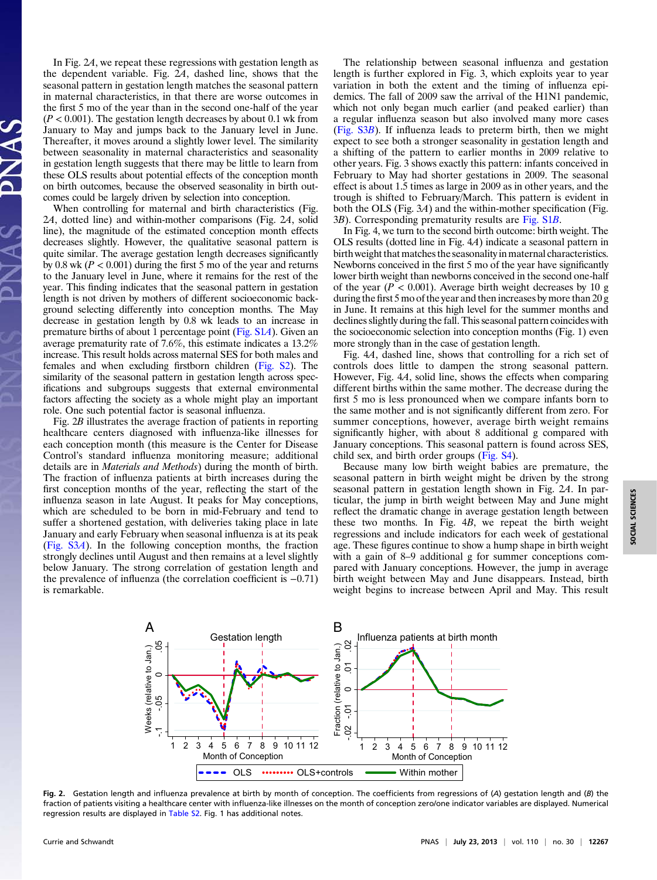In Fig. 2*A*, we repeat these regressions with gestation length as the dependent variable. Fig. 2*A*, dashed line, shows that the seasonal pattern in gestation length matches the seasonal pattern in maternal characteristics, in that there are worse outcomes in the first 5 mo of the year than in the second one-half of the year ($P < 0.001$). The gestation length decreases by about 0.1 wk from January to May and jumps back to the January level in June. Thereafter, it moves around a slightly lower level. The similarity between seasonality in maternal characteristics and seasonality in gestation length suggests that there may be little to learn from these OLS results about potential effects of the conception month on birth outcomes, because the observed seasonality in birth outcomes could be largely driven by selection into conception.

When controlling for maternal and birth characteristics (Fig. 2*A*, dotted line) and within-mother comparisons (Fig. 2*A*, solid line), the magnitude of the estimated conception month effects decreases slightly. However, the qualitative seasonal pattern is quite similar. The average gestation length decreases significantly by 0.8 wk ($P < 0.001$) during the first 5 mo of the year and returns to the January level in June, where it remains for the rest of the year. This finding indicates that the seasonal pattern in gestation length is not driven by mothers of different socioeconomic background selecting differently into conception months. The May decrease in gestation length by 0.8 wk leads to an increase in premature births of about 1 percentage point (Fig. S1*A*). Given an average prematurity rate of 7.6%, this estimate indicates a 13.2% increase. This result holds across maternal SES for both males and females and when excluding firstborn children (Fig. S2). The similarity of the seasonal pattern in gestation length across specifications and subgroups suggests that external environmental factors affecting the society as a whole might play an important role. One such potential factor is seasonal influenza.

Fig. 2*B* illustrates the average fraction of patients in reporting healthcare centers diagnosed with influenza-like illnesses for each conception month (this measure is the Center for Disease Control's standard influenza monitoring measure; additional details are in *Materials and Methods*) during the month of birth. The fraction of influenza patients at birth increases during the first conception months of the year, reflecting the start of the influenza season in late August. It peaks for May conceptions, which are scheduled to be born in mid-February and tend to suffer a shortened gestation, with deliveries taking place in late January and early February when seasonal influenza is at its peak (Fig. S3*A*). In the following conception months, the fraction strongly declines until August and then remains at a level slightly below January. The strong correlation of gestation length and the prevalence of influenza (the correlation coefficient is −0.71) is remarkable.

The relationship between seasonal influenza and gestation length is further explored in Fig. 3, which exploits year to year variation in both the extent and the timing of influenza epidemics. The fall of 2009 saw the arrival of the H1N1 pandemic, which not only began much earlier (and peaked earlier) than a regular influenza season but also involved many more cases (Fig. S3*B*). If influenza leads to preterm birth, then we might expect to see both a stronger seasonality in gestation length and a shifting of the pattern to earlier months in 2009 relative to other years. Fig. 3 shows exactly this pattern: infants conceived in February to May had shorter gestations in 2009. The seasonal effect is about 1.5 times as large in 2009 as in other years, and the trough is shifted to February/March. This pattern is evident in both the OLS (Fig. 3*A*) and the within-mother specification (Fig. 3*B*). Corresponding prematurity results are Fig. S1*B*.

In Fig. 4, we turn to the second birth outcome: birth weight. The OLS results (dotted line in Fig. 4*A*) indicate a seasonal pattern in birth weight that matches the seasonality in maternal characteristics. Newborns conceived in the first 5 mo of the year have significantly lower birth weight than newborns conceived in the second one-half of the year ($P < 0.001$). Average birth weight decreases by 10 g during the first 5 mo of the year and then increases by more than 20 g in June. It remains at this high level for the summer months and declines slightly during the fall. This seasonal pattern coincides with the socioeconomic selection into conception months (Fig. 1) even more strongly than in the case of gestation length.

Fig. 4*A*, dashed line, shows that controlling for a rich set of controls does little to dampen the strong seasonal pattern. However, Fig. 4*A*, solid line, shows the effects when comparing different births within the same mother. The decrease during the first 5 mo is less pronounced when we compare infants born to the same mother and is not significantly different from zero. For summer conceptions, however, average birth weight remains significantly higher, with about 8 additional g compared with January conceptions. This seasonal pattern is found across SES, child sex, and birth order groups (Fig. S4).

Because many low birth weight babies are premature, the seasonal pattern in birth weight might be driven by the strong seasonal pattern in gestation length shown in Fig. 2*A*. In particular, the jump in birth weight between May and June might reflect the dramatic change in average gestation length between these two months. In Fig. 4*B*, we repeat the birth weight regressions and include indicators for each week of gestational age. These figures continue to show a hump shape in birth weight with a gain of 8–9 additional g for summer conceptions compared with January conceptions. However, the jump in average birth weight between May and June disappears. Instead, birth weight begins to increase between April and May. This result

**Fig. 2.** Gestation length and influenza prevalence at birth by month of conception. The coefficients from regressions of (*A*) gestation length and (*B*) the fraction of patients visiting a healthcare center with influenza-like illnesses on the month of conception zero/one indicator variables are displayed. Numerical regression results are displayed in Table S2. Fig. 1 has additional notes.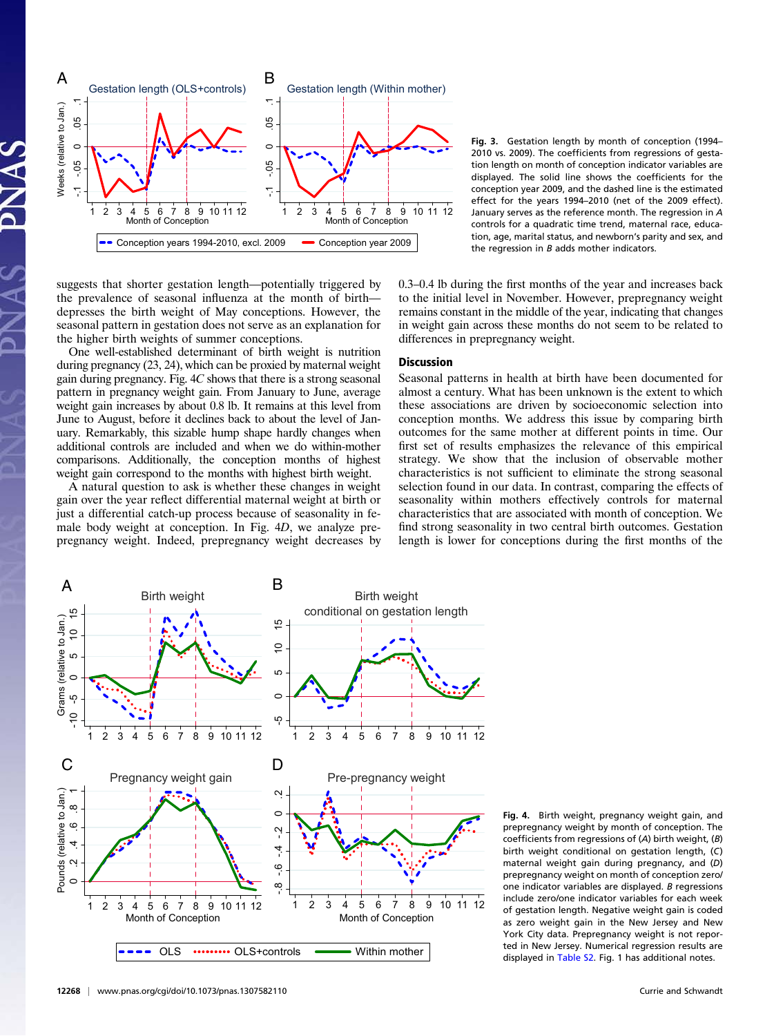Fig. 3. Gestation length by month of conception (1994–2010 vs. 2009). The coefficients from regressions of gestation length on month of conception indicator variables are displayed. The solid line shows the coefficients for the conception year 2009, and the dashed line is the estimated effect for the years 1994–2010 (net of the 2009 effect). January serves as the reference month. The regression in *A* controls for a quadratic time trend, maternal race, education, age, marital status, and newborn's parity and sex, and the regression in *B* adds mother indicators.

suggests that shorter gestation length—potentially triggered by the prevalence of seasonal influenza at the month of birth—depresses the birth weight of May conceptions. However, the seasonal pattern in gestation does not serve as an explanation for the higher birth weights of summer conceptions.

One well-established determinant of birth weight is nutrition during pregnancy (23, 24), which can be proxied by maternal weight gain during pregnancy. Fig. 4*C* shows that there is a strong seasonal pattern in pregnancy weight gain. From January to June, average weight gain increases by about 0.8 lb. It remains at this level from June to August, before it declines back to about the level of January. Remarkably, this sizable hump shape hardly changes when additional controls are included and when we do within-mother comparisons. Additionally, the conception months of highest weight gain correspond to the months with highest birth weight.

A natural question to ask is whether these changes in weight gain over the year reflect differential maternal weight at birth or just a differential catch-up process because of seasonality in female body weight at conception. In Fig. 4*D*, we analyze prepregnancy weight. Indeed, prepregnancy weight decreases by 0.3–0.4 lb during the first months of the year and increases back to the initial level in November. However, prepregnancy weight remains constant in the middle of the year, indicating that changes in weight gain across these months do not seem to be related to differences in prepregnancy weight.

## Discussion

Seasonal patterns in health at birth have been documented for almost a century. What has been unknown is the extent to which these associations are driven by socioeconomic selection into conception months. We address this issue by comparing birth outcomes for the same mother at different points in time. Our first set of results emphasizes the relevance of this empirical strategy. We show that the inclusion of observable mother characteristics is not sufficient to eliminate the strong seasonal selection found in our data. In contrast, comparing the effects of seasonality within mothers effectively controls for maternal characteristics that are associated with month of conception. We find strong seasonality in two central birth outcomes. Gestation length is lower for conceptions during the first months of the

Fig. 4. Birth weight, pregnancy weight gain, and prepregnancy weight by month of conception. The coefficients from regressions of (*A*) birth weight, (*B*) birth weight conditional on gestation length, (*C*) maternal weight gain during pregnancy, and (*D*) prepregnancy weight on month of conception zero/one indicator variables are displayed. *B* regressions include zero/one indicator variables for each week of gestation length. Negative weight gain is coded as zero weight gain in the New Jersey and New York City data. Prepregnancy weight is not reported in New Jersey. Numerical regression results are displayed in Table S2. Fig. 1 has additional notes.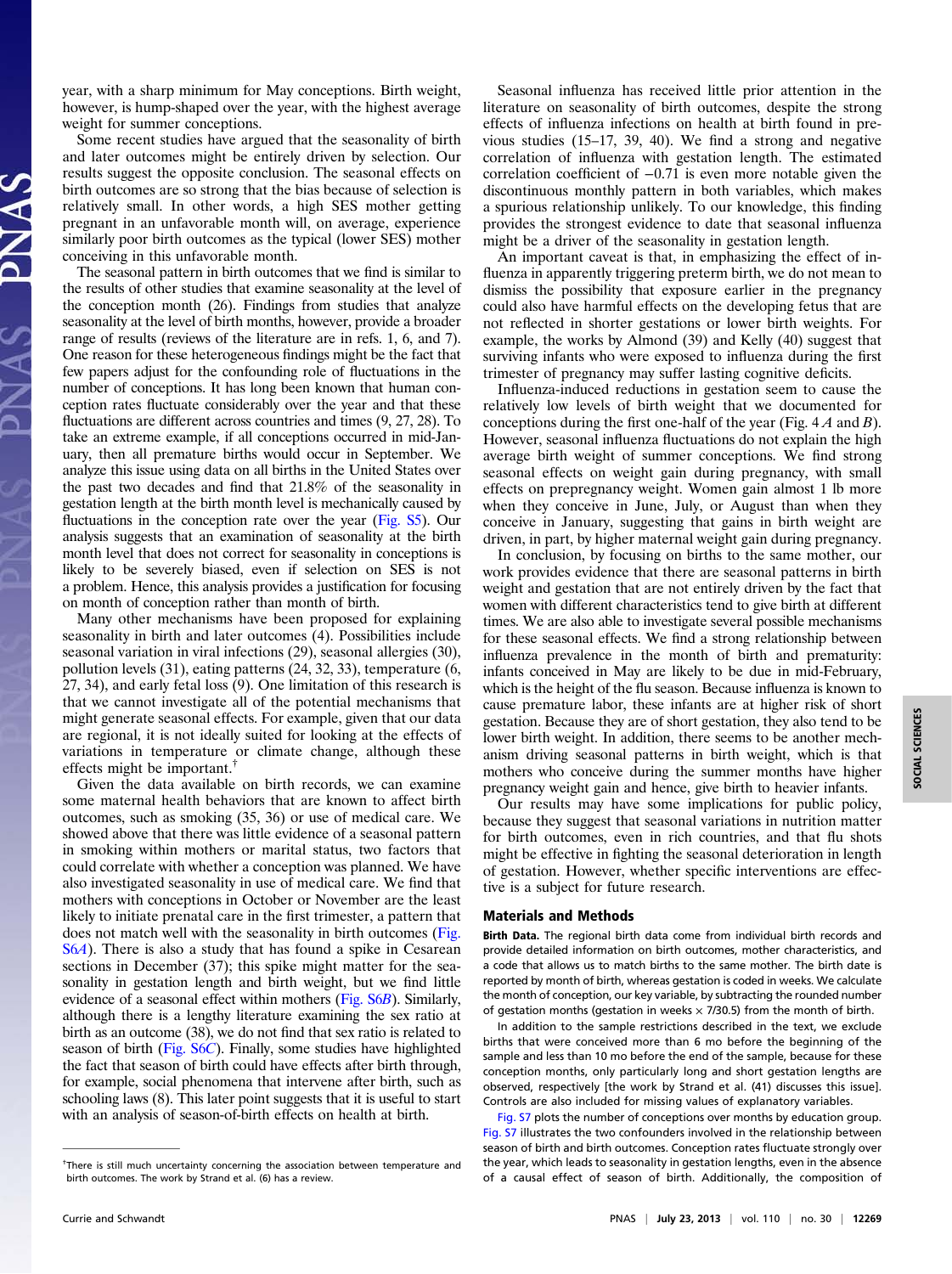year, with a sharp minimum for May conceptions. Birth weight, however, is hump-shaped over the year, with the highest average weight for summer conceptions.

Some recent studies have argued that the seasonality of birth and later outcomes might be entirely driven by selection. Our results suggest the opposite conclusion. The seasonal effects on birth outcomes are so strong that the bias because of selection is relatively small. In other words, a high SES mother getting pregnant in an unfavorable month will, on average, experience similarly poor birth outcomes as the typical (lower SES) mother conceiving in this unfavorable month.

The seasonal pattern in birth outcomes that we find is similar to the results of other studies that examine seasonality at the level of the conception month (26). Findings from studies that analyze seasonality at the level of birth months, however, provide a broader range of results (reviews of the literature are in refs. 1, 6, and 7). One reason for these heterogeneous findings might be the fact that few papers adjust for the confounding role of fluctuations in the number of conceptions. It has long been known that human conception rates fluctuate considerably over the year and that these fluctuations are different across countries and times (9, 27, 28). To take an extreme example, if all conceptions occurred in mid-January, then all premature births would occur in September. We analyze this issue using data on all births in the United States over the past two decades and find that 21.8% of the seasonality in gestation length at the birth month level is mechanically caused by fluctuations in the conception rate over the year (Fig. S5). Our analysis suggests that an examination of seasonality at the birth month level that does not correct for seasonality in conceptions is likely to be severely biased, even if selection on SES is not a problem. Hence, this analysis provides a justification for focusing on month of conception rather than month of birth.

Many other mechanisms have been proposed for explaining seasonality in birth and later outcomes (4). Possibilities include seasonal variation in viral infections (29), seasonal allergies (30), pollution levels (31), eating patterns (24, 32, 33), temperature (6, 27, 34), and early fetal loss (9). One limitation of this research is that we cannot investigate all of the potential mechanisms that might generate seasonal effects. For example, given that our data are regional, it is not ideally suited for looking at the effects of variations in temperature or climate change, although these effects might be important.[†]

Given the data available on birth records, we can examine some maternal health behaviors that are known to affect birth outcomes, such as smoking (35, 36) or use of medical care. We showed above that there was little evidence of a seasonal pattern in smoking within mothers or marital status, two factors that could correlate with whether a conception was planned. We have also investigated seasonality in use of medical care. We find that mothers with conceptions in October or November are the least likely to initiate prenatal care in the first trimester, a pattern that does not match well with the seasonality in birth outcomes (Fig. S6A). There is also a study that has found a spike in Cesarean sections in December (37); this spike might matter for the seasonality in gestation length and birth weight, but we find little evidence of a seasonal effect within mothers (Fig. S6B). Similarly, although there is a lengthy literature examining the sex ratio at birth as an outcome (38), we do not find that sex ratio is related to season of birth (Fig. S6C). Finally, some studies have highlighted the fact that season of birth could have effects after birth through, for example, social phenomena that intervene after birth, such as schooling laws (8). This later point suggests that it is useful to start with an analysis of season-of-birth effects on health at birth.

[†]There is still much uncertainty concerning the association between temperature and birth outcomes. The work by Strand et al. (6) has a review.

Seasonal influenza has received little prior attention in the literature on seasonality of birth outcomes, despite the strong effects of influenza infections on health at birth found in previous studies (15–17, 39, 40). We find a strong and negative correlation of influenza with gestation length. The estimated correlation coefficient of −0.71 is even more notable given the discontinuous monthly pattern in both variables, which makes a spurious relationship unlikely. To our knowledge, this finding provides the strongest evidence to date that seasonal influenza might be a driver of the seasonality in gestation length.

An important caveat is that, in emphasizing the effect of influenza in apparently triggering preterm birth, we do not mean to dismiss the possibility that exposure earlier in the pregnancy could also have harmful effects on the developing fetus that are not reflected in shorter gestations or lower birth weights. For example, the works by Almond (39) and Kelly (40) suggest that surviving infants who were exposed to influenza during the first trimester of pregnancy may suffer lasting cognitive deficits.

Influenza-induced reductions in gestation seem to cause the relatively low levels of birth weight that we documented for conceptions during the first one-half of the year (Fig. 4 *A* and *B*). However, seasonal influenza fluctuations do not explain the high average birth weight of summer conceptions. We find strong seasonal effects on weight gain during pregnancy, with small effects on prepregnancy weight. Women gain almost 1 lb more when they conceive in June, July, or August than when they conceive in January, suggesting that gains in birth weight are driven, in part, by higher maternal weight gain during pregnancy.

In conclusion, by focusing on births to the same mother, our work provides evidence that there are seasonal patterns in birth weight and gestation that are not entirely driven by the fact that women with different characteristics tend to give birth at different times. We are also able to investigate several possible mechanisms for these seasonal effects. We find a strong relationship between influenza prevalence in the month of birth and prematurity: infants conceived in May are likely to be due in mid-February, which is the height of the flu season. Because influenza is known to cause premature labor, these infants are at higher risk of short gestation. Because they are of short gestation, they also tend to be lower birth weight. In addition, there seems to be another mechanism driving seasonal patterns in birth weight, which is that mothers who conceive during the summer months have higher pregnancy weight gain and hence, give birth to heavier infants.

Our results may have some implications for public policy, because they suggest that seasonal variations in nutrition matter for birth outcomes, even in rich countries, and that flu shots might be effective in fighting the seasonal deterioration in length of gestation. However, whether specific interventions are effective is a subject for future research.

## Materials and Methods

**Birth Data.** The regional birth data come from individual birth records and provide detailed information on birth outcomes, mother characteristics, and a code that allows us to match births to the same mother. The birth date is reported by month of birth, whereas gestation is coded in weeks. We calculate the month of conception, our key variable, by subtracting the rounded number of gestation months (gestation in weeks × 7/30.5) from the month of birth.

In addition to the sample restrictions described in the text, we exclude births that were conceived more than 6 mo before the beginning of the sample and less than 10 mo before the end of the sample, because for these conception months, only particularly long and short gestation lengths are observed, respectively [the work by Strand et al. (41) discusses this issue]. Controls are also included for missing values of explanatory variables.

Fig. S7 plots the number of conceptions over months by education group. Fig. S7 illustrates the two confounders involved in the relationship between season of birth and birth outcomes. Conception rates fluctuate strongly over the year, which leads to seasonality in gestation lengths, even in the absence of a causal effect of season of birth. Additionally, the composition of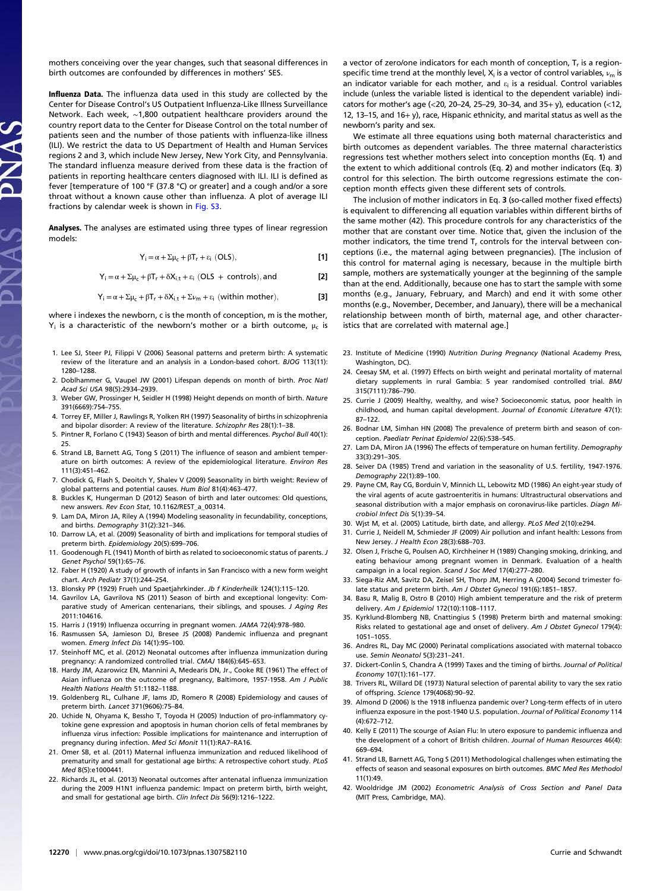mothers conceiving over the year changes, such that seasonal differences in birth outcomes are confounded by differences in mothers' SES.

**Influenza Data.** The influenza data used in this study are collected by the Center for Disease Control's US Outpatient Influenza-Like Illness Surveillance Network. Each week, ∼1,800 outpatient healthcare providers around the country report data to the Center for Disease Control on the total number of patients seen and the number of those patients with influenza-like illness (ILI). We restrict the data to US Department of Health and Human Services regions 2 and 3, which include New Jersey, New York City, and Pennsylvania. The standard influenza measure derived from these data is the fraction of patients in reporting healthcare centers diagnosed with ILI. ILI is defined as fever [temperature of 100 °F (37.8 °C) or greater] and a cough and/or a sore throat without a known cause other than influenza. A plot of average ILI fractions by calendar week is shown in Fig. S3.

**Analyses.** The analyses are estimated using three types of linear regression models:

$$Y_i = \alpha + \Sigma\mu_c + \beta T_r + \varepsilon_i \text{ (OLS)}, \quad [1]$$

$$Y_i = \alpha + \Sigma\mu_c + \beta T_r + \delta X_{i,t} + \varepsilon_i \text{ (OLS + controls), and} \quad [2]$$

$$Y_i = \alpha + \Sigma\mu_c + \beta T_r + \delta X_{i,t} + \Sigma\nu_m + \varepsilon_i \text{ (within mother)}, \quad [3]$$

where i indexes the newborn, c is the month of conception, m is the mother, $Y_i$ is a characteristic of the newborn's mother or a birth outcome, $\mu_c$ is a vector of zero/one indicators for each month of conception, $T_r$ is a region-specific time trend at the monthly level, $X_i$ is a vector of control variables, $\nu_m$ is an indicator variable for each mother, and $\varepsilon_i$ is a residual. Control variables include (unless the variable listed is identical to the dependent variable) indicators for mother's age (<20, 20–24, 25–29, 30–34, and 35+ y), education (<12, 12, 13–15, and 16+ y), race, Hispanic ethnicity, and marital status as well as the newborn's parity and sex.

We estimate all three equations using both maternal characteristics and birth outcomes as dependent variables. The three maternal characteristics regressions test whether mothers select into conception months (Eq. **1**) and the extent to which additional controls (Eq. **2**) and mother indicators (Eq. **3**) control for this selection. The birth outcome regressions estimate the conception month effects given these different sets of controls.

The inclusion of mother indicators in Eq. **3** (so-called mother fixed effects) is equivalent to differencing all equation variables within different births of the same mother (42). This procedure controls for any characteristics of the mother that are constant over time. Notice that, given the inclusion of the mother indicators, the time trend $T_r$ controls for the interval between conceptions (i.e., the maternal aging between pregnancies). [The inclusion of this control for maternal aging is necessary, because in the multiple birth sample, mothers are systematically younger at the beginning of the sample than at the end. Additionally, because one has to start the sample with some months (e.g., January, February, and March) and end it with some other months (e.g., November, December, and January), there will be a mechanical relationship between month of birth, maternal age, and other characteristics that are correlated with maternal age.]

1. Lee SJ, Steer PJ, Filippi V (2006) Seasonal patterns and preterm birth: A systematic review of the literature and an analysis in a London-based cohort. *BJOG* 113(11): 1280–1288.
2. Doblhammer G, Vaupel JW (2001) Lifespan depends on month of birth. *Proc Natl Acad Sci USA* 98(5):2934–2939.
3. Weber GW, Prossinger H, Seidler H (1998) Height depends on month of birth. *Nature* 391(6669):754–755.
4. Torrey EF, Miller J, Rawlings R, Yolken RH (1997) Seasonality of births in schizophrenia and bipolar disorder: A review of the literature. *Schizophr Res* 28(1):1–38.
5. Pintner R, Forlano C (1943) Season of birth and mental differences. *Psychol Bull* 40(1): 25.
6. Strand LB, Barnett AG, Tong S (2011) The influence of season and ambient temperature on birth outcomes: A review of the epidemiological literature. *Environ Res* 111(3):451–462.
7. Chodick G, Flash S, Deoitch Y, Shalev V (2009) Seasonality in birth weight: Review of global patterns and potential causes. *Hum Biol* 81(4):463–477.
8. Buckles K, Hungerman D (2012) Season of birth and later outcomes: Old questions, new answers. *Rev Econ Stat*, 10.1162/REST_a_00314.
9. Lam DA, Miron JA, Riley A (1994) Modeling seasonality in fecundability, conceptions, and births. *Demography* 31(2):321–346.
10. Darrow LA, et al. (2009) Seasonality of birth and implications for temporal studies of preterm birth. *Epidemiology* 20(5):699–706.
11. Goodenough FL (1941) Month of birth as related to socioeconomic status of parents. *J Genet Psychol* 59(1):65–76.
12. Faber H (1920) A study of growth of infants in San Francisco with a new form weight chart. *Arch Pediatr* 37(1):244–254.
13. Blonsky PP (1929) Frueh und Spaetjahrkinder. *Jb f Kinderheilk* 124(1):115–120.
14. Gavrilov LA, Gavrilova NS (2011) Season of birth and exceptional longevity: Comparative study of American centenarians, their siblings, and spouses. *J Aging Res* 2011:104616.
15. Harris J (1919) Influenza occurring in pregnant women. *JAMA* 72(4):978–980.
16. Rasmussen SA, Jamieson DJ, Bresee JS (2008) Pandemic influenza and pregnant women. *Emerg Infect Dis* 14(1):95–100.
17. Steinhoff MC, et al. (2012) Neonatal outcomes after influenza immunization during pregnancy: A randomized controlled trial. *CMAJ* 184(6):645–653.
18. Hardy JM, Azarowicz EN, Mannini A, Medearis DN, Jr., Cooke RE (1961) The effect of Asian influenza on the outcome of pregnancy, Baltimore, 1957-1958. *Am J Public Health Nations Health* 51:1182–1188.
19. Goldenberg RL, Culhane JF, Iams JD, Romero R (2008) Epidemiology and causes of preterm birth. *Lancet* 371(9606):75–84.
20. Uchide N, Ohyama K, Bessho T, Toyoda H (2005) Induction of pro-inflammatory cytokine gene expression and apoptosis in human chorion cells of fetal membranes by influenza virus infection: Possible implications for maintenance and interruption of pregnancy during infection. *Med Sci Monit* 11(1):RA7–RA16.
21. Omer SB, et al. (2011) Maternal influenza immunization and reduced likelihood of prematurity and small for gestational age births: A retrospective cohort study. *PLoS Med* 8(5):e1000441.
22. Richards JL, et al. (2013) Neonatal outcomes after antenatal influenza immunization during the 2009 H1N1 influenza pandemic: Impact on preterm birth, birth weight, and small for gestational age birth. *Clin Infect Dis* 56(9):1216–1222.
23. Institute of Medicine (1990) *Nutrition During Pregnancy* (National Academy Press, Washington, DC).
24. Ceesay SM, et al. (1997) Effects on birth weight and perinatal mortality of maternal dietary supplements in rural Gambia: 5 year randomised controlled trial. *BMJ* 315(7111):786–790.
25. Currie J (2009) Healthy, wealthy, and wise? Socioeconomic status, poor health in childhood, and human capital development. *Journal of Economic Literature* 47(1): 87–122.
26. Bodnar LM, Simhan HN (2008) The prevalence of preterm birth and season of conception. *Paediatr Perinat Epidemiol* 22(6):538–545.
27. Lam DA, Miron JA (1996) The effects of temperature on human fertility. *Demography* 33(3):291–305.
28. Seiver DA (1985) Trend and variation in the seasonality of U.S. fertility, 1947-1976. *Demography* 22(1):89–100.
29. Payne CM, Ray CG, Borduin V, Minnich LL, Lebowitz MD (1986) An eight-year study of the viral agents of acute gastroenteritis in humans: Ultrastructural observations and seasonal distribution with a major emphasis on coronavirus-like particles. *Diagn Microbiol Infect Dis* 5(1):39–54.
30. Wjst M, et al. (2005) Latitude, birth date, and allergy. *PLoS Med* 2(10):e294.
31. Currie J, Neidell M, Schmieder JF (2009) Air pollution and infant health: Lessons from New Jersey. *J Health Econ* 28(3):688–703.
32. Olsen J, Frische G, Poulsen AO, Kirchheiner H (1989) Changing smoking, drinking, and eating behaviour among pregnant women in Denmark. Evaluation of a health campaign in a local region. *Scand J Soc Med* 17(4):277–280.
33. Siega-Riz AM, Savitz DA, Zeisel SH, Thorp JM, Herring A (2004) Second trimester folate status and preterm birth. *Am J Obstet Gynecol* 191(6):1851–1857.
34. Basu R, Malig B, Ostro B (2010) High ambient temperature and the risk of preterm delivery. *Am J Epidemiol* 172(10):1108–1117.
35. Kyrklund-Blomberg NB, Cnattingius S (1998) Preterm birth and maternal smoking: Risks related to gestational age and onset of delivery. *Am J Obstet Gynecol* 179(4): 1051–1055.
36. Andres RL, Day MC (2000) Perinatal complications associated with maternal tobacco use. *Semin Neonatol* 5(3):231–241.
37. Dickert-Conlin S, Chandra A (1999) Taxes and the timing of births. *Journal of Political Economy* 107(1):161–177.
38. Trivers RL, Willard DE (1973) Natural selection of parental ability to vary the sex ratio of offspring. *Science* 179(4068):90–92.
39. Almond D (2006) Is the 1918 influenza pandemic over? Long-term effects of in utero influenza exposure in the post-1940 U.S. population. *Journal of Political Economy* 114 (4):672–712.
40. Kelly E (2011) The scourge of Asian Flu: In utero exposure to pandemic influenza and the development of a cohort of British children. *Journal of Human Resources* 46(4): 669–694.
41. Strand LB, Barnett AG, Tong S (2011) Methodological challenges when estimating the effects of season and seasonal exposures on birth outcomes. *BMC Med Res Methodol* 11(1):49.
42. Wooldridge JM (2002) *Econometric Analysis of Cross Section and Panel Data* (MIT Press, Cambridge, MA).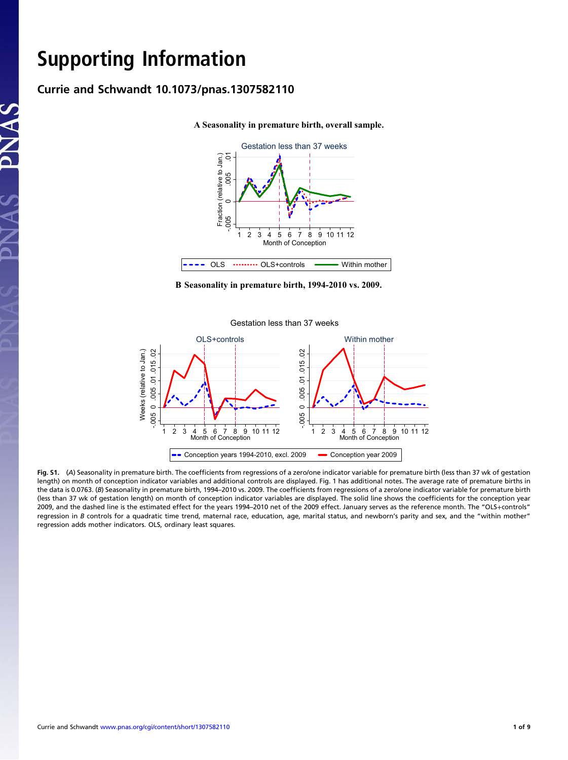# Supporting Information

## Currie and Schwandt 10.1073/pnas.1307582110

**A Seasonality in premature birth, overall sample.**

**B Seasonality in premature birth, 1994-2010 vs. 2009.**

**Fig. S1.** (*A*) Seasonality in premature birth. The coefficients from regressions of a zero/one indicator variable for premature birth (less than 37 wk of gestation length) on month of conception indicator variables and additional controls are displayed. Fig. 1 has additional notes. The average rate of premature births in the data is 0.0763. (*B*) Seasonality in premature birth, 1994–2010 vs. 2009. The coefficients from regressions of a zero/one indicator variable for premature birth (less than 37 wk of gestation length) on month of conception indicator variables are displayed. The solid line shows the coefficients for the conception year 2009, and the dashed line is the estimated effect for the years 1994–2010 net of the 2009 effect. January serves as the reference month. The "OLS+controls" regression in *B* controls for a quadratic time trend, maternal race, education, age, marital status, and newborn's parity and sex, and the "within mother" regression adds mother indicators. OLS, ordinary least squares.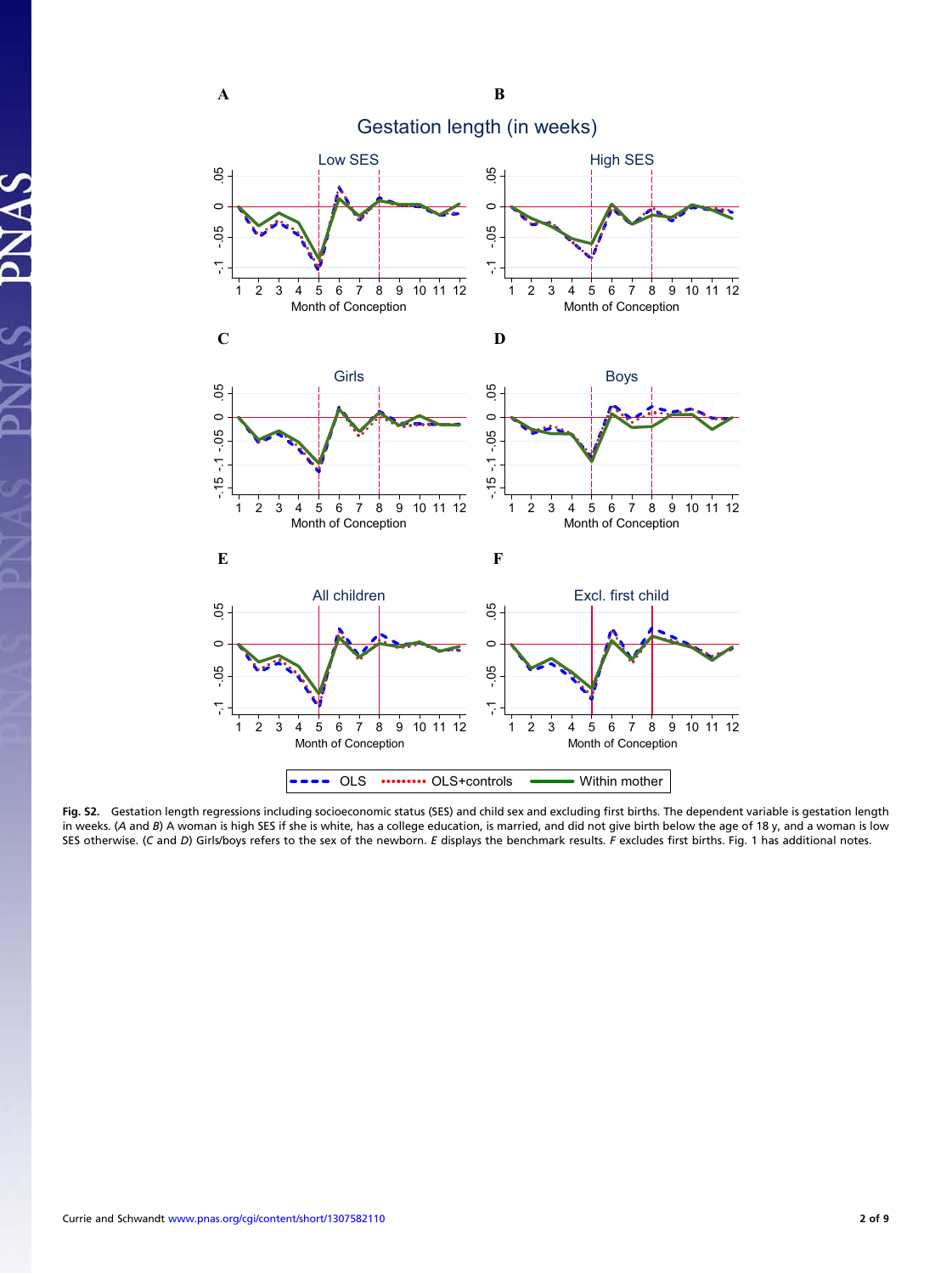**Fig. S2.** Gestation length regressions including socioeconomic status (SES) and child sex and excluding first births. The dependent variable is gestation length in weeks. (*A* and *B*) A woman is high SES if she is white, has a college education, is married, and did not give birth below the age of 18 y, and a woman is low SES otherwise. (*C* and *D*) Girls/boys refers to the sex of the newborn. *E* displays the benchmark results. *F* excludes first births. Fig. 1 has additional notes.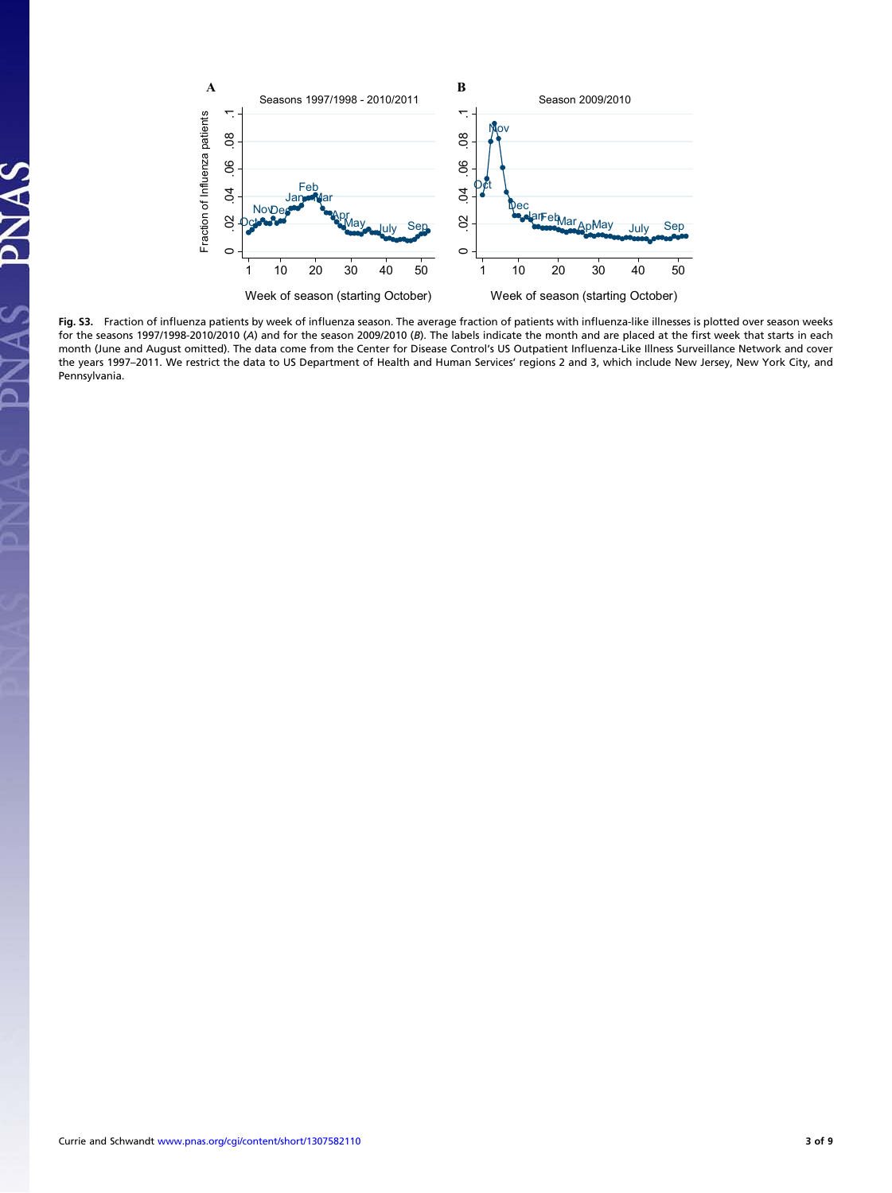**Fig. S3.** Fraction of influenza patients by week of influenza season. The average fraction of patients with influenza-like illnesses is plotted over season weeks for the seasons 1997/1998-2010/2010 (*A*) and for the season 2009/2010 (*B*). The labels indicate the month and are placed at the first week that starts in each month (June and August omitted). The data come from the Center for Disease Control's US Outpatient Influenza-Like Illness Surveillance Network and cover the years 1997–2011. We restrict the data to US Department of Health and Human Services' regions 2 and 3, which include New Jersey, New York City, and Pennsylvania.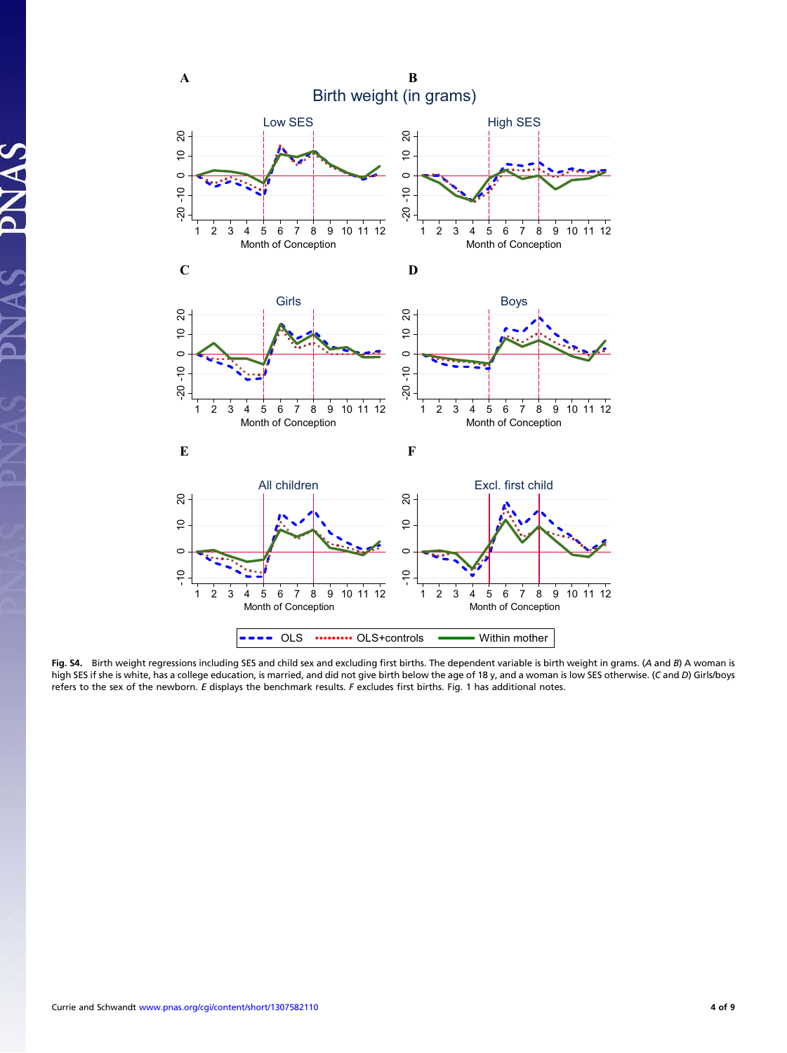**Fig. S4.** Birth weight regressions including SES and child sex and excluding first births. The dependent variable is birth weight in grams. (*A* and *B*) A woman is high SES if she is white, has a college education, is married, and did not give birth below the age of 18 y, and a woman is low SES otherwise. (*C* and *D*) Girls/boys refers to the sex of the newborn. *E* displays the benchmark results. *F* excludes first births. Fig. 1 has additional notes.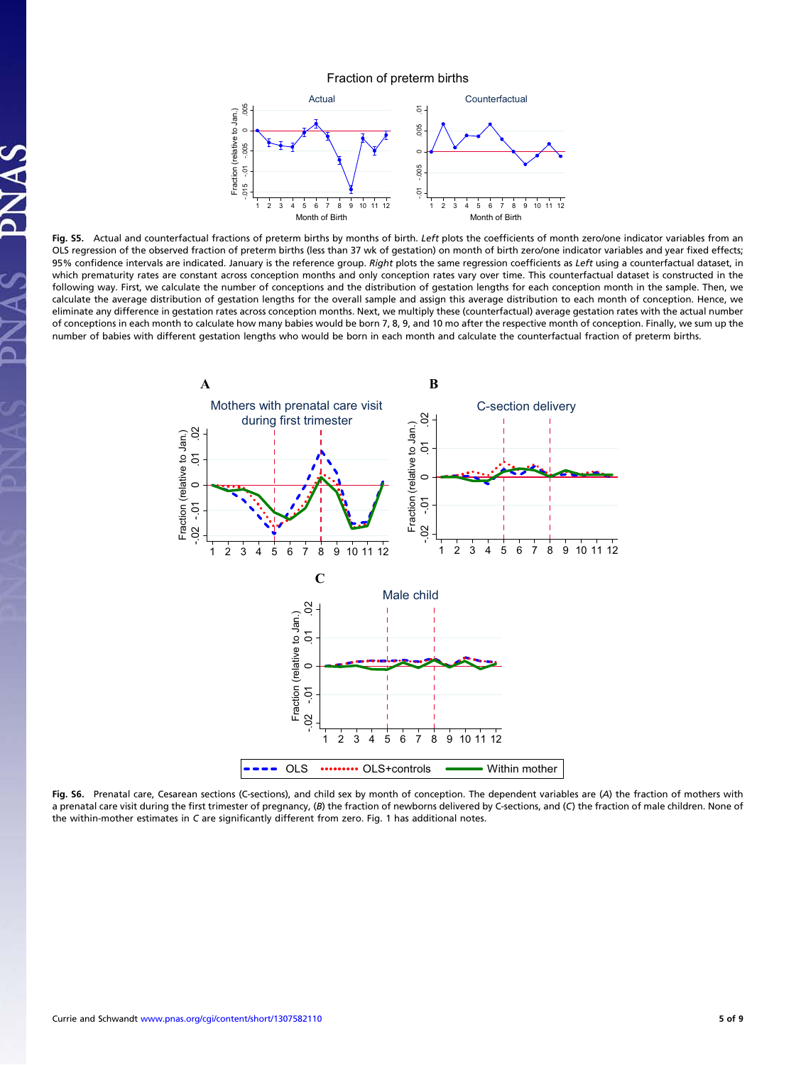**Fig. S5.** Actual and counterfactual fractions of preterm births by months of birth. *Left* plots the coefficients of month zero/one indicator variables from an OLS regression of the observed fraction of preterm births (less than 37 wk of gestation) on month of birth zero/one indicator variables and year fixed effects; 95% confidence intervals are indicated. January is the reference group. *Right* plots the same regression coefficients as *Left* using a counterfactual dataset, in which prematurity rates are constant across conception months and only conception rates vary over time. This counterfactual dataset is constructed in the following way. First, we calculate the number of conceptions and the distribution of gestation lengths for each conception month in the sample. Then, we calculate the average distribution of gestation lengths for the overall sample and assign this average distribution to each month of conception. Hence, we eliminate any difference in gestation rates across conception months. Next, we multiply these (counterfactual) average gestation rates with the actual number of conceptions in each month to calculate how many babies would be born 7, 8, 9, and 10 mo after the respective month of conception. Finally, we sum up the number of babies with different gestation lengths who would be born in each month and calculate the counterfactual fraction of preterm births.

**Fig. S6.** Prenatal care, Cesarean sections (C-sections), and child sex by month of conception. The dependent variables are (*A*) the fraction of mothers with a prenatal care visit during the first trimester of pregnancy, (*B*) the fraction of newborns delivered by C-sections, and (*C*) the fraction of male children. None of the within-mother estimates in *C* are significantly different from zero. Fig. 1 has additional notes.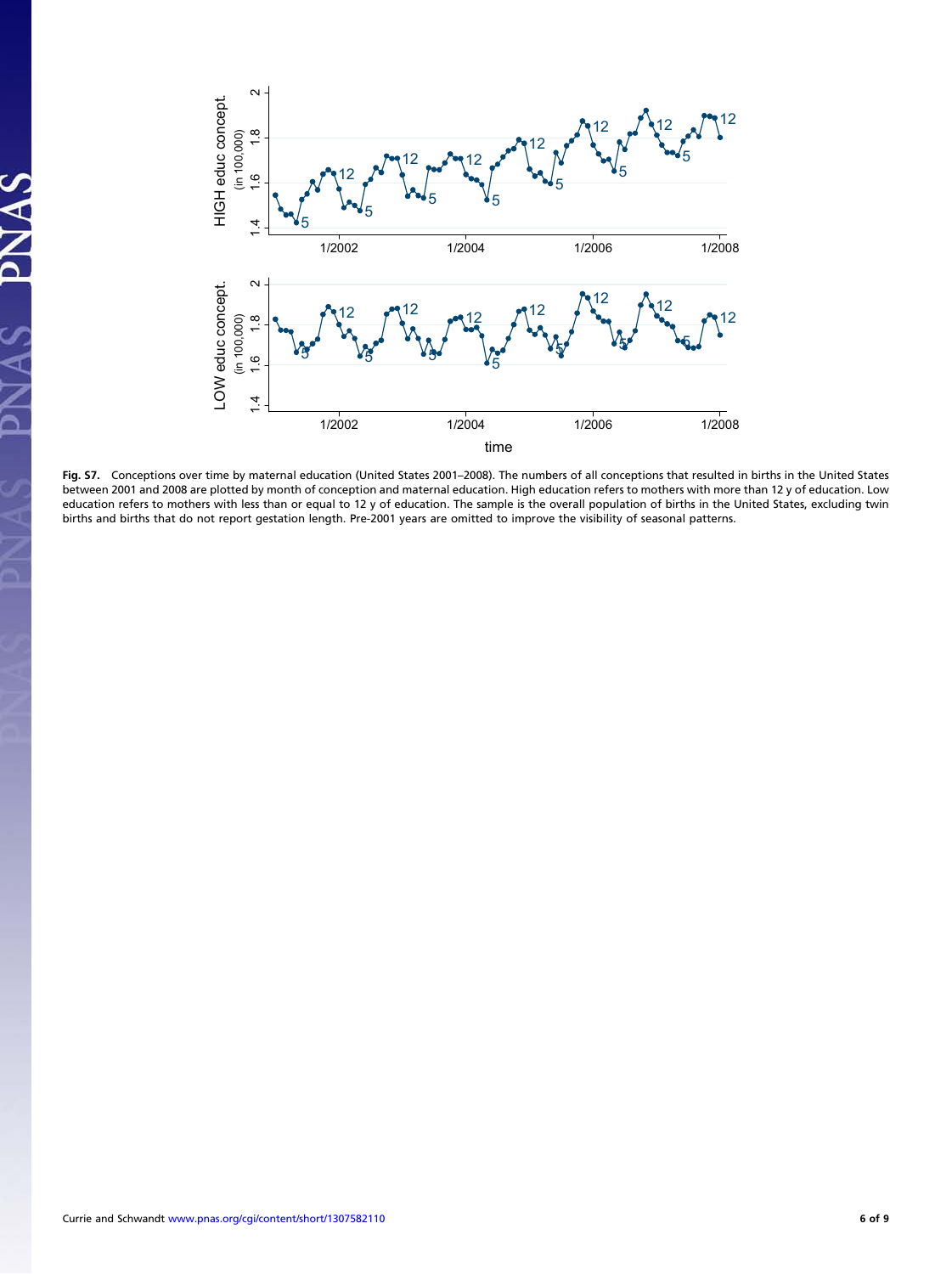**Fig. S7.** Conceptions over time by maternal education (United States 2001–2008). The numbers of all conceptions that resulted in births in the United States between 2001 and 2008 are plotted by month of conception and maternal education. High education refers to mothers with more than 12 y of education. Low education refers to mothers with less than or equal to 12 y of education. The sample is the overall population of births in the United States, excluding twin births and births that do not report gestation length. Pre-2001 years are omitted to improve the visibility of seasonal patterns.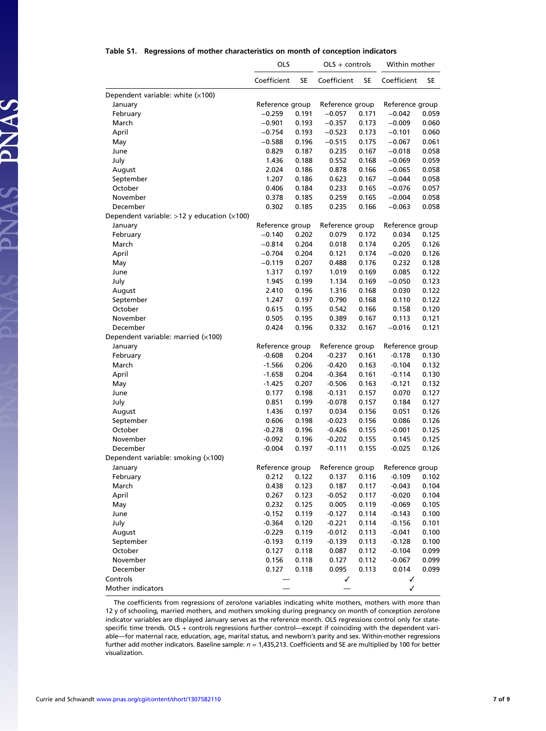**Table S1. Regressions of mother characteristics on month of conception indicators**

| | OLS | | OLS + controls | | Within mother | |
|---|---|---|---|---|---|---|
| | Coefficient | SE | Coefficient | SE | Coefficient | SE |
| Dependent variable: white (×100) | | | | | | |
| January | Reference group | | Reference group | | Reference group | |
| February | −0.259 | 0.191 | −0.057 | 0.171 | −0.042 | 0.059 |
| March | −0.901 | 0.193 | −0.357 | 0.173 | −0.009 | 0.060 |
| April | −0.754 | 0.193 | −0.523 | 0.173 | −0.101 | 0.060 |
| May | −0.588 | 0.196 | −0.515 | 0.175 | −0.067 | 0.061 |
| June | 0.829 | 0.187 | 0.235 | 0.167 | −0.018 | 0.058 |
| July | 1.436 | 0.188 | 0.552 | 0.168 | −0.069 | 0.059 |
| August | 2.024 | 0.186 | 0.878 | 0.166 | −0.065 | 0.058 |
| September | 1.207 | 0.186 | 0.623 | 0.167 | −0.044 | 0.058 |
| October | 0.406 | 0.184 | 0.233 | 0.165 | −0.076 | 0.057 |
| November | 0.378 | 0.185 | 0.259 | 0.165 | −0.004 | 0.058 |
| December | 0.302 | 0.185 | 0.235 | 0.166 | −0.063 | 0.058 |
| Dependent variable: >12 y education (×100) | | | | | | |
| January | Reference group | | Reference group | | Reference group | |
| February | −0.140 | 0.202 | 0.079 | 0.172 | 0.034 | 0.125 |
| March | −0.814 | 0.204 | 0.018 | 0.174 | 0.205 | 0.126 |
| April | −0.704 | 0.204 | 0.121 | 0.174 | −0.020 | 0.126 |
| May | −0.119 | 0.207 | 0.488 | 0.176 | 0.232 | 0.128 |
| June | 1.317 | 0.197 | 1.019 | 0.169 | 0.085 | 0.122 |
| July | 1.945 | 0.199 | 1.134 | 0.169 | −0.050 | 0.123 |
| August | 2.410 | 0.196 | 1.316 | 0.168 | 0.030 | 0.122 |
| September | 1.247 | 0.197 | 0.790 | 0.168 | 0.110 | 0.122 |
| October | 0.615 | 0.195 | 0.542 | 0.166 | 0.158 | 0.120 |
| November | 0.505 | 0.195 | 0.389 | 0.167 | 0.113 | 0.121 |
| December | 0.424 | 0.196 | 0.332 | 0.167 | −0.016 | 0.121 |
| Dependent variable: married (×100) | | | | | | |
| January | Reference group | | Reference group | | Reference group | |
| February | -0.608 | 0.204 | -0.237 | 0.161 | -0.178 | 0.130 |
| March | -1.566 | 0.206 | -0.420 | 0.163 | -0.104 | 0.132 |
| April | -1.658 | 0.204 | -0.364 | 0.161 | -0.114 | 0.130 |
| May | -1.425 | 0.207 | -0.506 | 0.163 | -0.121 | 0.132 |
| June | 0.177 | 0.198 | -0.131 | 0.157 | 0.070 | 0.127 |
| July | 0.851 | 0.199 | -0.078 | 0.157 | 0.184 | 0.127 |
| August | 1.436 | 0.197 | 0.034 | 0.156 | 0.051 | 0.126 |
| September | 0.606 | 0.198 | -0.023 | 0.156 | 0.086 | 0.126 |
| October | -0.278 | 0.196 | -0.426 | 0.155 | -0.001 | 0.125 |
| November | -0.092 | 0.196 | -0.202 | 0.155 | 0.145 | 0.125 |
| December | -0.004 | 0.197 | -0.111 | 0.155 | -0.025 | 0.126 |
| Dependent variable: smoking (×100) | | | | | | |
| January | Reference group | | Reference group | | Reference group | |
| February | 0.212 | 0.122 | 0.137 | 0.116 | -0.109 | 0.102 |
| March | 0.438 | 0.123 | 0.187 | 0.117 | -0.043 | 0.104 |
| April | 0.267 | 0.123 | -0.052 | 0.117 | -0.020 | 0.104 |
| May | 0.232 | 0.125 | 0.005 | 0.119 | -0.069 | 0.105 |
| June | -0.152 | 0.119 | -0.127 | 0.114 | -0.143 | 0.100 |
| July | -0.364 | 0.120 | -0.221 | 0.114 | -0.156 | 0.101 |
| August | -0.229 | 0.119 | -0.012 | 0.113 | -0.041 | 0.100 |
| September | -0.193 | 0.119 | -0.139 | 0.113 | -0.128 | 0.100 |
| October | 0.127 | 0.118 | 0.087 | 0.112 | -0.104 | 0.099 |
| November | 0.156 | 0.118 | 0.127 | 0.112 | -0.067 | 0.099 |
| December | 0.127 | 0.118 | 0.095 | 0.113 | 0.014 | 0.099 |
| Controls | — | | ✓ | | ✓ | |
| Mother indicators | — | | — | | ✓ | |

The coefficients from regressions of zero/one variables indicating white mothers, mothers with more than 12 y of schooling, married mothers, and mothers smoking during pregnancy on month of conception zero/one indicator variables are displayed January serves as the reference month. OLS regressions control only for state-specific time trends. OLS + controls regressions further control—except if coinciding with the dependent variable—for maternal race, education, age, marital status, and newborn's parity and sex. Within-mother regressions further add mother indicators. Baseline sample: $n$ = 1,435,213. Coefficients and SE are multiplied by 100 for better visualization.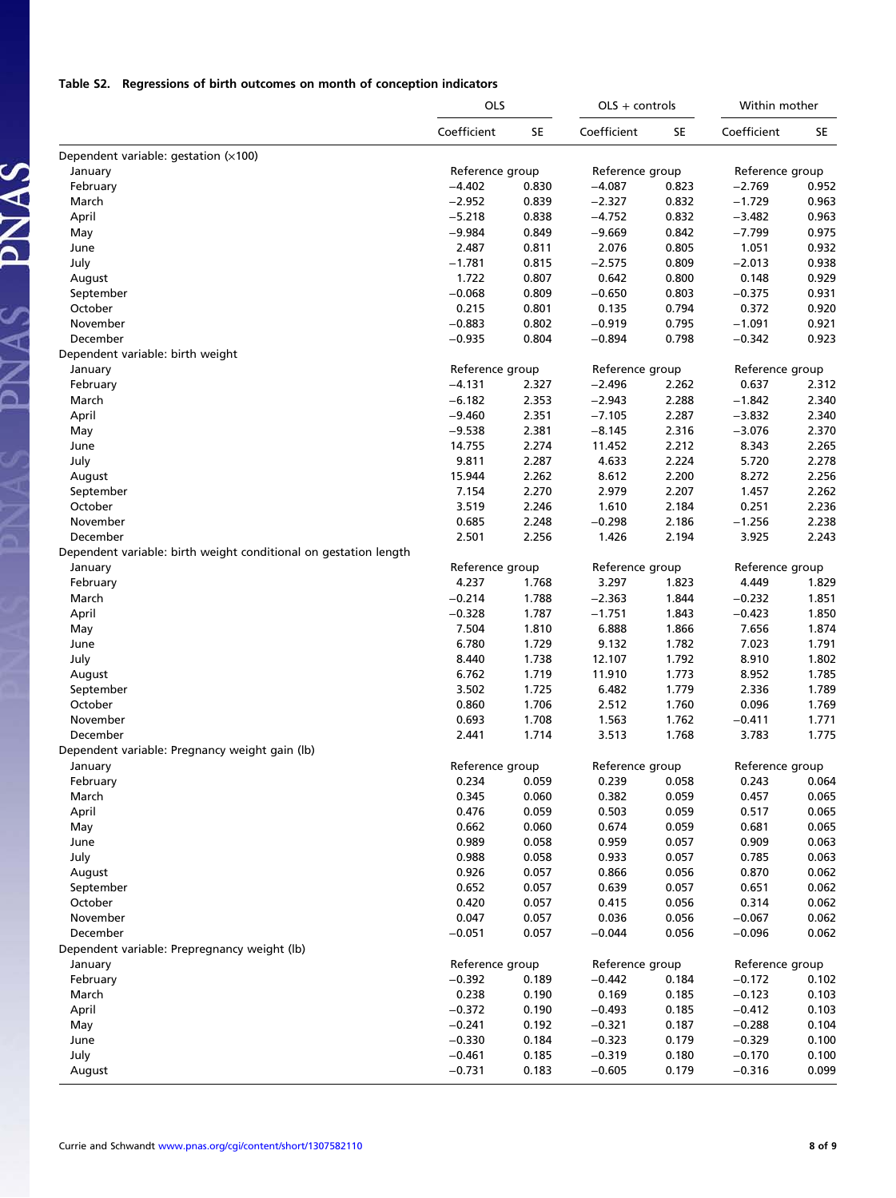**Table S2. Regressions of birth outcomes on month of conception indicators**

| | OLS | | OLS + controls | | Within mother | |
|---|---|---|---|---|---|---|
| | Coefficient | SE | Coefficient | SE | Coefficient | SE |
| Dependent variable: gestation (×100) | | | | | | |
| January | Reference group | | Reference group | | Reference group | |
| February | −4.402 | 0.830 | −4.087 | 0.823 | −2.769 | 0.952 |
| March | −2.952 | 0.839 | −2.327 | 0.832 | −1.729 | 0.963 |
| April | −5.218 | 0.838 | −4.752 | 0.832 | −3.482 | 0.963 |
| May | −9.984 | 0.849 | −9.669 | 0.842 | −7.799 | 0.975 |
| June | 2.487 | 0.811 | 2.076 | 0.805 | 1.051 | 0.932 |
| July | −1.781 | 0.815 | −2.575 | 0.809 | −2.013 | 0.938 |
| August | 1.722 | 0.807 | 0.642 | 0.800 | 0.148 | 0.929 |
| September | −0.068 | 0.809 | −0.650 | 0.803 | −0.375 | 0.931 |
| October | 0.215 | 0.801 | 0.135 | 0.794 | 0.372 | 0.920 |
| November | −0.883 | 0.802 | −0.919 | 0.795 | −1.091 | 0.921 |
| December | −0.935 | 0.804 | −0.894 | 0.798 | −0.342 | 0.923 |
| Dependent variable: birth weight | | | | | | |
| January | Reference group | | Reference group | | Reference group | |
| February | −4.131 | 2.327 | −2.496 | 2.262 | 0.637 | 2.312 |
| March | −6.182 | 2.353 | −2.943 | 2.288 | −1.842 | 2.340 |
| April | −9.460 | 2.351 | −7.105 | 2.287 | −3.832 | 2.340 |
| May | −9.538 | 2.381 | −8.145 | 2.316 | −3.076 | 2.370 |
| June | 14.755 | 2.274 | 11.452 | 2.212 | 8.343 | 2.265 |
| July | 9.811 | 2.287 | 4.633 | 2.224 | 5.720 | 2.278 |
| August | 15.944 | 2.262 | 8.612 | 2.200 | 8.272 | 2.256 |
| September | 7.154 | 2.270 | 2.979 | 2.207 | 1.457 | 2.262 |
| October | 3.519 | 2.246 | 1.610 | 2.184 | 0.251 | 2.236 |
| November | 0.685 | 2.248 | −0.298 | 2.186 | −1.256 | 2.238 |
| December | 2.501 | 2.256 | 1.426 | 2.194 | 3.925 | 2.243 |
| Dependent variable: birth weight conditional on gestation length | | | | | | |
| January | Reference group | | Reference group | | Reference group | |
| February | 4.237 | 1.768 | 3.297 | 1.823 | 4.449 | 1.829 |
| March | −0.214 | 1.788 | −2.363 | 1.844 | −0.232 | 1.851 |
| April | −0.328 | 1.787 | −1.751 | 1.843 | −0.423 | 1.850 |
| May | 7.504 | 1.810 | 6.888 | 1.866 | 7.656 | 1.874 |
| June | 6.780 | 1.729 | 9.132 | 1.782 | 7.023 | 1.791 |
| July | 8.440 | 1.738 | 12.107 | 1.792 | 8.910 | 1.802 |
| August | 6.762 | 1.719 | 11.910 | 1.773 | 8.952 | 1.785 |
| September | 3.502 | 1.725 | 6.482 | 1.779 | 2.336 | 1.789 |
| October | 0.860 | 1.706 | 2.512 | 1.760 | 0.096 | 1.769 |
| November | 0.693 | 1.708 | 1.563 | 1.762 | −0.411 | 1.771 |
| December | 2.441 | 1.714 | 3.513 | 1.768 | 3.783 | 1.775 |
| Dependent variable: Pregnancy weight gain (lb) | | | | | | |
| January | Reference group | | Reference group | | Reference group | |
| February | 0.234 | 0.059 | 0.239 | 0.058 | 0.243 | 0.064 |
| March | 0.345 | 0.060 | 0.382 | 0.059 | 0.457 | 0.065 |
| April | 0.476 | 0.059 | 0.503 | 0.059 | 0.517 | 0.065 |
| May | 0.662 | 0.060 | 0.674 | 0.059 | 0.681 | 0.065 |
| June | 0.989 | 0.058 | 0.959 | 0.057 | 0.909 | 0.063 |
| July | 0.988 | 0.058 | 0.933 | 0.057 | 0.785 | 0.063 |
| August | 0.926 | 0.057 | 0.866 | 0.056 | 0.870 | 0.062 |
| September | 0.652 | 0.057 | 0.639 | 0.057 | 0.651 | 0.062 |
| October | 0.420 | 0.057 | 0.415 | 0.056 | 0.314 | 0.062 |
| November | 0.047 | 0.057 | 0.036 | 0.056 | −0.067 | 0.062 |
| December | −0.051 | 0.057 | −0.044 | 0.056 | −0.096 | 0.062 |
| Dependent variable: Prepregnancy weight (lb) | | | | | | |
| January | Reference group | | Reference group | | Reference group | |
| February | −0.392 | 0.189 | −0.442 | 0.184 | −0.172 | 0.102 |
| March | 0.238 | 0.190 | 0.169 | 0.185 | −0.123 | 0.103 |
| April | −0.372 | 0.190 | −0.493 | 0.185 | −0.412 | 0.103 |
| May | −0.241 | 0.192 | −0.321 | 0.187 | −0.288 | 0.104 |
| June | −0.330 | 0.184 | −0.323 | 0.179 | −0.329 | 0.100 |
| July | −0.461 | 0.185 | −0.319 | 0.180 | −0.170 | 0.100 |
| August | −0.731 | 0.183 | −0.605 | 0.179 | −0.316 | 0.099 |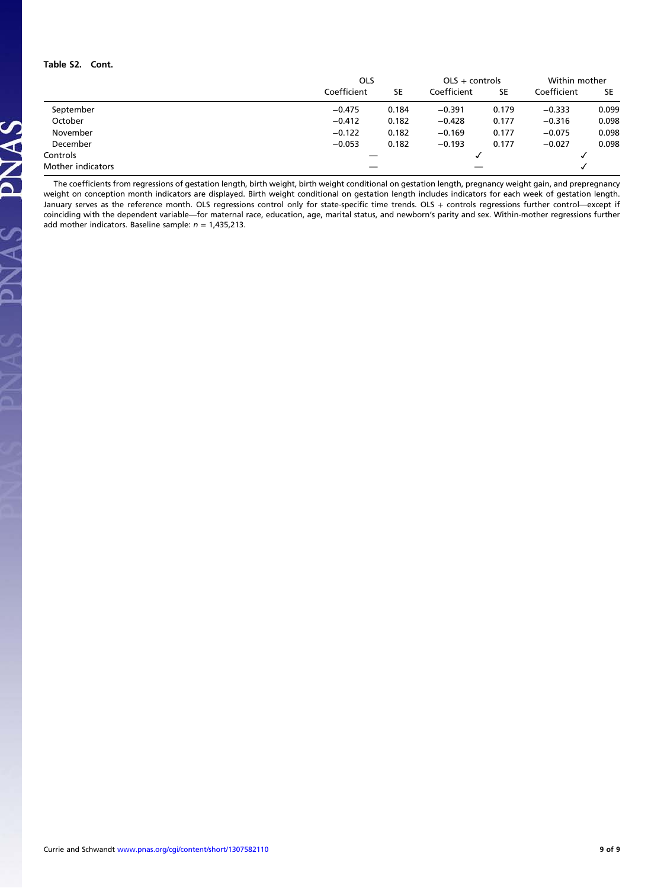**Table S2. Cont.**

| | OLS | | OLS + controls | | Within mother | |
|---|---|---|---|---|---|---|
| | Coefficient | SE | Coefficient | SE | Coefficient | SE |
| September | −0.475 | 0.184 | −0.391 | 0.179 | −0.333 | 0.099 |
| October | −0.412 | 0.182 | −0.428 | 0.177 | −0.316 | 0.098 |
| November | −0.122 | 0.182 | −0.169 | 0.177 | −0.075 | 0.098 |
| December | −0.053 | 0.182 | −0.193 | 0.177 | −0.027 | 0.098 |
| Controls | — | | ✓ | | ✓ | |
| Mother indicators | — | | — | | ✓ | |

The coefficients from regressions of gestation length, birth weight, birth weight conditional on gestation length, pregnancy weight gain, and prepregnancy weight on conception month indicators are displayed. Birth weight conditional on gestation length includes indicators for each week of gestation length. January serves as the reference month. OLS regressions control only for state-specific time trends. OLS + controls regressions further control—except if coinciding with the dependent variable—for maternal race, education, age, marital status, and newborn's parity and sex. Within-mother regressions further add mother indicators. Baseline sample: $n$ = 1,435,213.